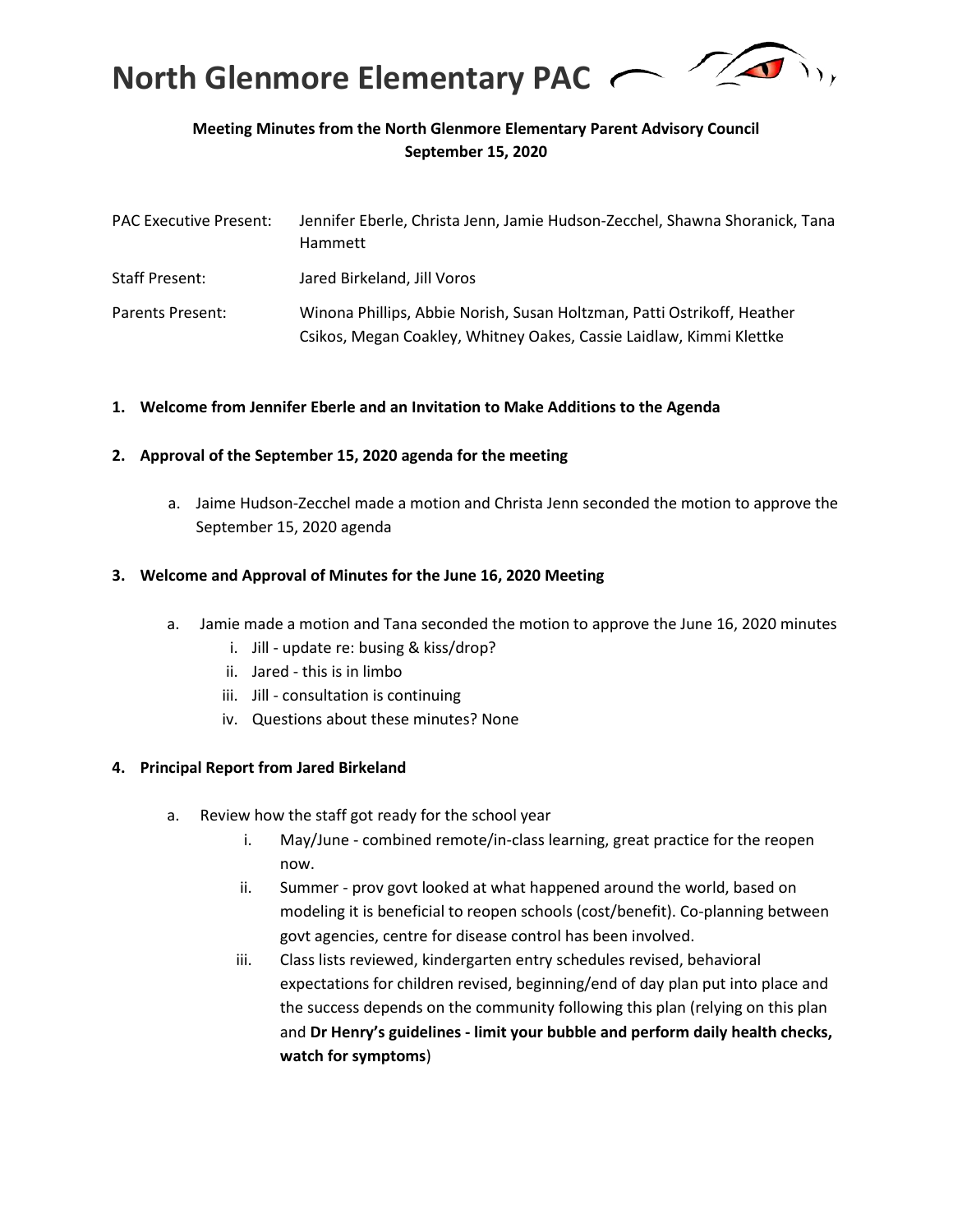# North Glenmore Elementary PAC

**Meeting Minutes from the North Glenmore Elementary Parent Advisory Council**
**September 15, 2020**

| | |
|---|---|
| PAC Executive Present: | Jennifer Eberle, Christa Jenn, Jamie Hudson-Zecchel, Shawna Shoranick, Tana Hammett |
| Staff Present: | Jared Birkeland, Jill Voros |
| Parents Present: | Winona Phillips, Abbie Norish, Susan Holtzman, Patti Ostrikoff, Heather Csikos, Megan Coakley, Whitney Oakes, Cassie Laidlaw, Kimmi Klettke |

1. **Welcome from Jennifer Eberle and an Invitation to Make Additions to the Agenda**

2. **Approval of the September 15, 2020 agenda for the meeting**

   a. Jaime Hudson-Zecchel made a motion and Christa Jenn seconded the motion to approve the September 15, 2020 agenda

3. **Welcome and Approval of Minutes for the June 16, 2020 Meeting**

   a. Jamie made a motion and Tana seconded the motion to approve the June 16, 2020 minutes
      i. Jill - update re: busing & kiss/drop?
      ii. Jared - this is in limbo
      iii. Jill - consultation is continuing
      iv. Questions about these minutes? None

4. **Principal Report from Jared Birkeland**

   a. Review how the staff got ready for the school year
      i. May/June - combined remote/in-class learning, great practice for the reopen now.
      ii. Summer - prov govt looked at what happened around the world, based on modeling it is beneficial to reopen schools (cost/benefit). Co-planning between govt agencies, centre for disease control has been involved.
      iii. Class lists reviewed, kindergarten entry schedules revised, behavioral expectations for children revised, beginning/end of day plan put into place and the success depends on the community following this plan (relying on this plan and **Dr Henry's guidelines - limit your bubble and perform daily health checks, watch for symptoms**)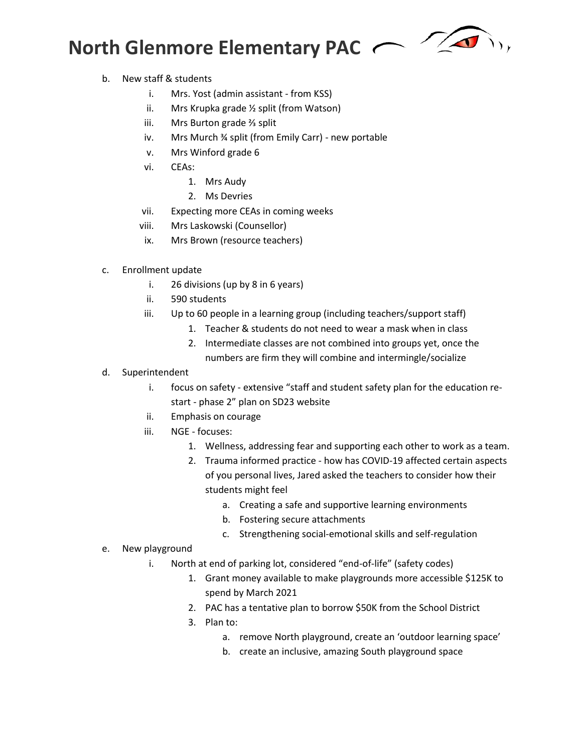b. New staff & students
   i. Mrs. Yost (admin assistant - from KSS)
   ii. Mrs Krupka grade ½ split (from Watson)
   iii. Mrs Burton grade ⅔ split
   iv. Mrs Murch ¾ split (from Emily Carr) - new portable
   v. Mrs Winford grade 6
   vi. CEAs:
      1. Mrs Audy
      2. Ms Devries
   vii. Expecting more CEAs in coming weeks
   viii. Mrs Laskowski (Counsellor)
   ix. Mrs Brown (resource teachers)

c. Enrollment update
   i. 26 divisions (up by 8 in 6 years)
   ii. 590 students
   iii. Up to 60 people in a learning group (including teachers/support staff)
      1. Teacher & students do not need to wear a mask when in class
      2. Intermediate classes are not combined into groups yet, once the numbers are firm they will combine and intermingle/socialize

d. Superintendent
   i. focus on safety - extensive "staff and student safety plan for the education re-start - phase 2" plan on SD23 website
   ii. Emphasis on courage
   iii. NGE - focuses:
      1. Wellness, addressing fear and supporting each other to work as a team.
      2. Trauma informed practice - how has COVID-19 affected certain aspects of you personal lives, Jared asked the teachers to consider how their students might feel
         a. Creating a safe and supportive learning environments
         b. Fostering secure attachments
         c. Strengthening social-emotional skills and self-regulation

e. New playground
   i. North at end of parking lot, considered "end-of-life" (safety codes)
      1. Grant money available to make playgrounds more accessible $125K to spend by March 2021
      2. PAC has a tentative plan to borrow $50K from the School District
      3. Plan to:
         a. remove North playground, create an 'outdoor learning space'
         b. create an inclusive, amazing South playground space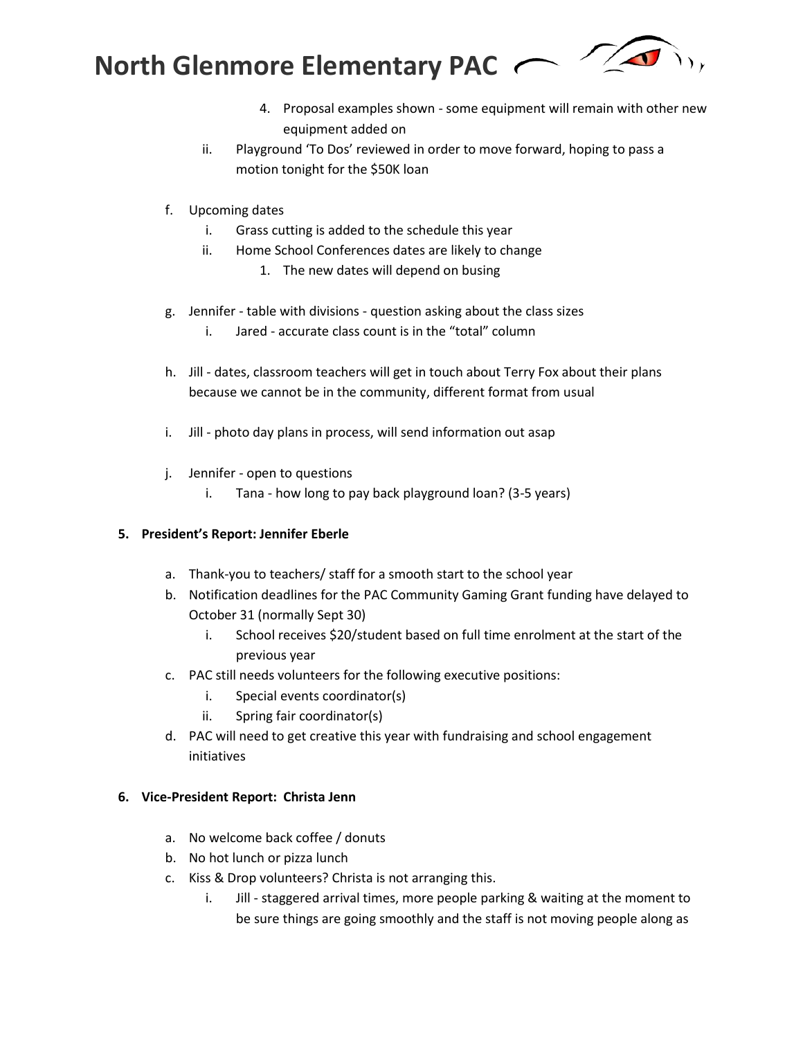4. Proposal examples shown - some equipment will remain with other new equipment added on
    - ii. Playground 'To Dos' reviewed in order to move forward, hoping to pass a motion tonight for the $50K loan

- f. Upcoming dates
    - i. Grass cutting is added to the schedule this year
    - ii. Home School Conferences dates are likely to change
        1. The new dates will depend on busing

- g. Jennifer - table with divisions - question asking about the class sizes
    - i. Jared - accurate class count is in the "total" column

- h. Jill - dates, classroom teachers will get in touch about Terry Fox about their plans because we cannot be in the community, different format from usual

- i. Jill - photo day plans in process, will send information out asap

- j. Jennifer - open to questions
    - i. Tana - how long to pay back playground loan? (3-5 years)

**5. President's Report: Jennifer Eberle**

- a. Thank-you to teachers/ staff for a smooth start to the school year
- b. Notification deadlines for the PAC Community Gaming Grant funding have delayed to October 31 (normally Sept 30)
    - i. School receives $20/student based on full time enrolment at the start of the previous year
- c. PAC still needs volunteers for the following executive positions:
    - i. Special events coordinator(s)
    - ii. Spring fair coordinator(s)
- d. PAC will need to get creative this year with fundraising and school engagement initiatives

**6. Vice-President Report: Christa Jenn**

- a. No welcome back coffee / donuts
- b. No hot lunch or pizza lunch
- c. Kiss & Drop volunteers? Christa is not arranging this.
    - i. Jill - staggered arrival times, more people parking & waiting at the moment to be sure things are going smoothly and the staff is not moving people along as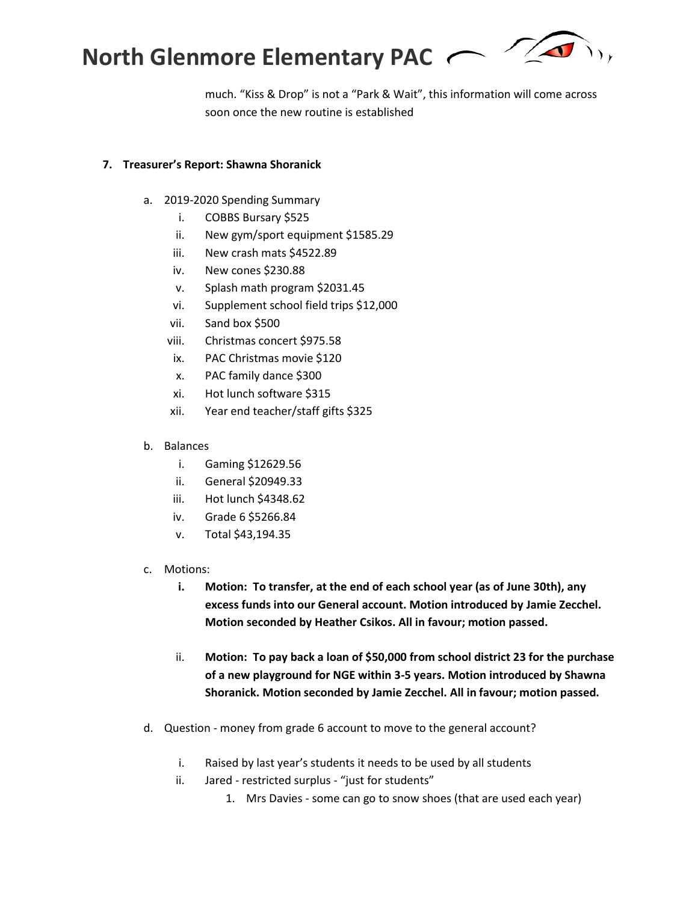much. "Kiss & Drop" is not a "Park & Wait", this information will come across soon once the new routine is established

**7. Treasurer's Report: Shawna Shoranick**

a. 2019-2020 Spending Summary
   i. COBBS Bursary $525
   ii. New gym/sport equipment $1585.29
   iii. New crash mats $4522.89
   iv. New cones $230.88
   v. Splash math program $2031.45
   vi. Supplement school field trips $12,000
   vii. Sand box $500
   viii. Christmas concert $975.58
   ix. PAC Christmas movie $120
   x. PAC family dance $300
   xi. Hot lunch software $315
   xii. Year end teacher/staff gifts $325

b. Balances
   i. Gaming $12629.56
   ii. General $20949.33
   iii. Hot lunch $4348.62
   iv. Grade 6 $5266.84
   v. Total $43,194.35

c. Motions:
   **i. Motion: To transfer, at the end of each school year (as of June 30th), any excess funds into our General account. Motion introduced by Jamie Zecchel. Motion seconded by Heather Csikos. All in favour; motion passed.**

   ii. **Motion: To pay back a loan of $50,000 from school district 23 for the purchase of a new playground for NGE within 3-5 years. Motion introduced by Shawna Shoranick. Motion seconded by Jamie Zecchel. All in favour; motion passed.**

d. Question - money from grade 6 account to move to the general account?
   i. Raised by last year's students it needs to be used by all students
   ii. Jared - restricted surplus - "just for students"
      1. Mrs Davies - some can go to snow shoes (that are used each year)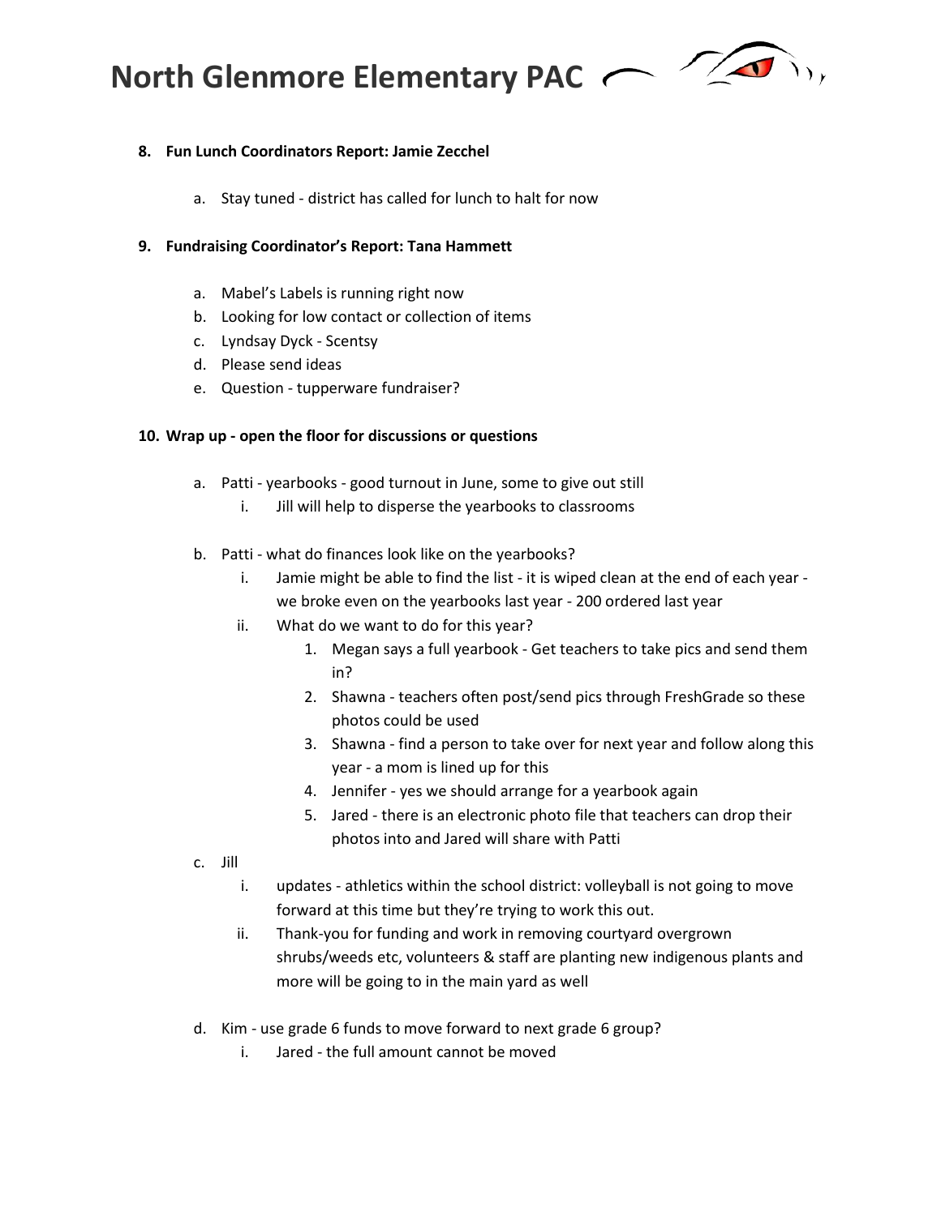**8. Fun Lunch Coordinators Report: Jamie Zecchel**

a. Stay tuned - district has called for lunch to halt for now

**9. Fundraising Coordinator's Report: Tana Hammett**

a. Mabel's Labels is running right now
b. Looking for low contact or collection of items
c. Lyndsay Dyck - Scentsy
d. Please send ideas
e. Question - tupperware fundraiser?

**10. Wrap up - open the floor for discussions or questions**

a. Patti - yearbooks - good turnout in June, some to give out still
    i. Jill will help to disperse the yearbooks to classrooms

b. Patti - what do finances look like on the yearbooks?
    i. Jamie might be able to find the list - it is wiped clean at the end of each year - we broke even on the yearbooks last year - 200 ordered last year
    ii. What do we want to do for this year?
        1. Megan says a full yearbook - Get teachers to take pics and send them in?
        2. Shawna - teachers often post/send pics through FreshGrade so these photos could be used
        3. Shawna - find a person to take over for next year and follow along this year - a mom is lined up for this
        4. Jennifer - yes we should arrange for a yearbook again
        5. Jared - there is an electronic photo file that teachers can drop their photos into and Jared will share with Patti

c. Jill
    i. updates - athletics within the school district: volleyball is not going to move forward at this time but they're trying to work this out.
    ii. Thank-you for funding and work in removing courtyard overgrown shrubs/weeds etc, volunteers & staff are planting new indigenous plants and more will be going to in the main yard as well

d. Kim - use grade 6 funds to move forward to next grade 6 group?
    i. Jared - the full amount cannot be moved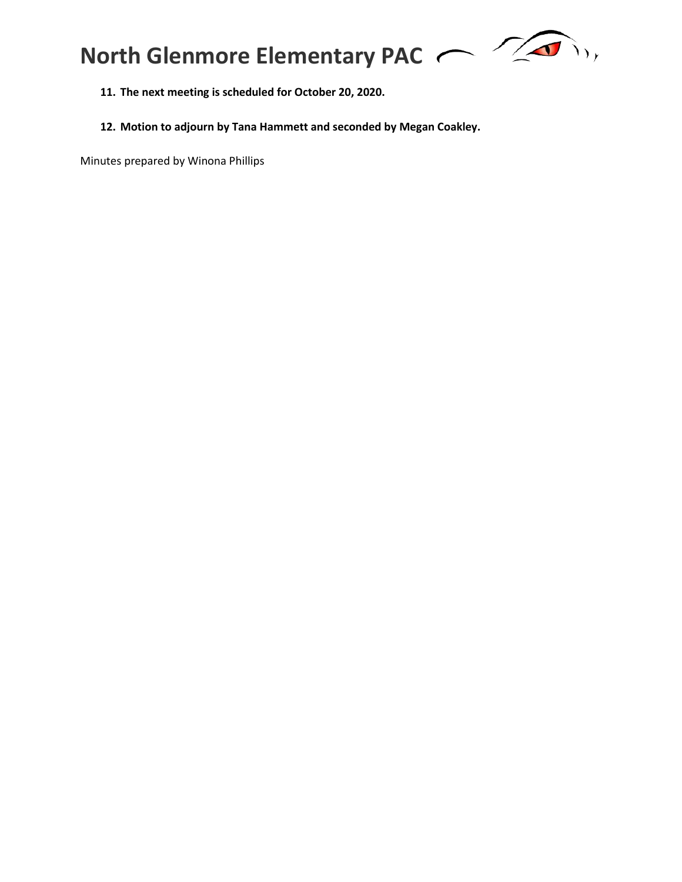11. **The next meeting is scheduled for October 20, 2020.**

12. **Motion to adjourn by Tana Hammett and seconded by Megan Coakley.**

Minutes prepared by Winona Phillips